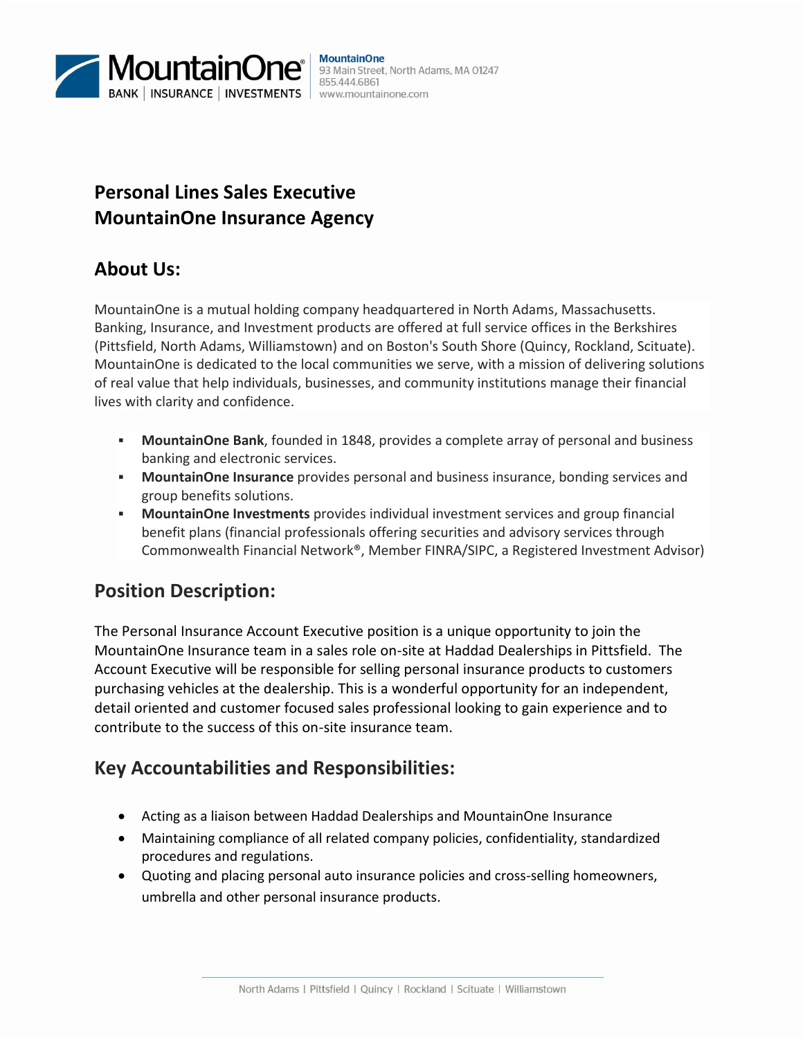MountainOne
93 Main Street, North Adams, MA 01247
855.444.6861
www.mountainone.com

# Personal Lines Sales Executive
# MountainOne Insurance Agency

## About Us:

MountainOne is a mutual holding company headquartered in North Adams, Massachusetts. Banking, Insurance, and Investment products are offered at full service offices in the Berkshires (Pittsfield, North Adams, Williamstown) and on Boston's South Shore (Quincy, Rockland, Scituate). MountainOne is dedicated to the local communities we serve, with a mission of delivering solutions of real value that help individuals, businesses, and community institutions manage their financial lives with clarity and confidence.

- **MountainOne Bank**, founded in 1848, provides a complete array of personal and business banking and electronic services.
- **MountainOne Insurance** provides personal and business insurance, bonding services and group benefits solutions.
- **MountainOne Investments** provides individual investment services and group financial benefit plans (financial professionals offering securities and advisory services through Commonwealth Financial Network®, Member FINRA/SIPC, a Registered Investment Advisor)

## Position Description:

The Personal Insurance Account Executive position is a unique opportunity to join the MountainOne Insurance team in a sales role on-site at Haddad Dealerships in Pittsfield. The Account Executive will be responsible for selling personal insurance products to customers purchasing vehicles at the dealership. This is a wonderful opportunity for an independent, detail oriented and customer focused sales professional looking to gain experience and to contribute to the success of this on-site insurance team.

## Key Accountabilities and Responsibilities:

- Acting as a liaison between Haddad Dealerships and MountainOne Insurance
- Maintaining compliance of all related company policies, confidentiality, standardized procedures and regulations.
- Quoting and placing personal auto insurance policies and cross-selling homeowners, umbrella and other personal insurance products.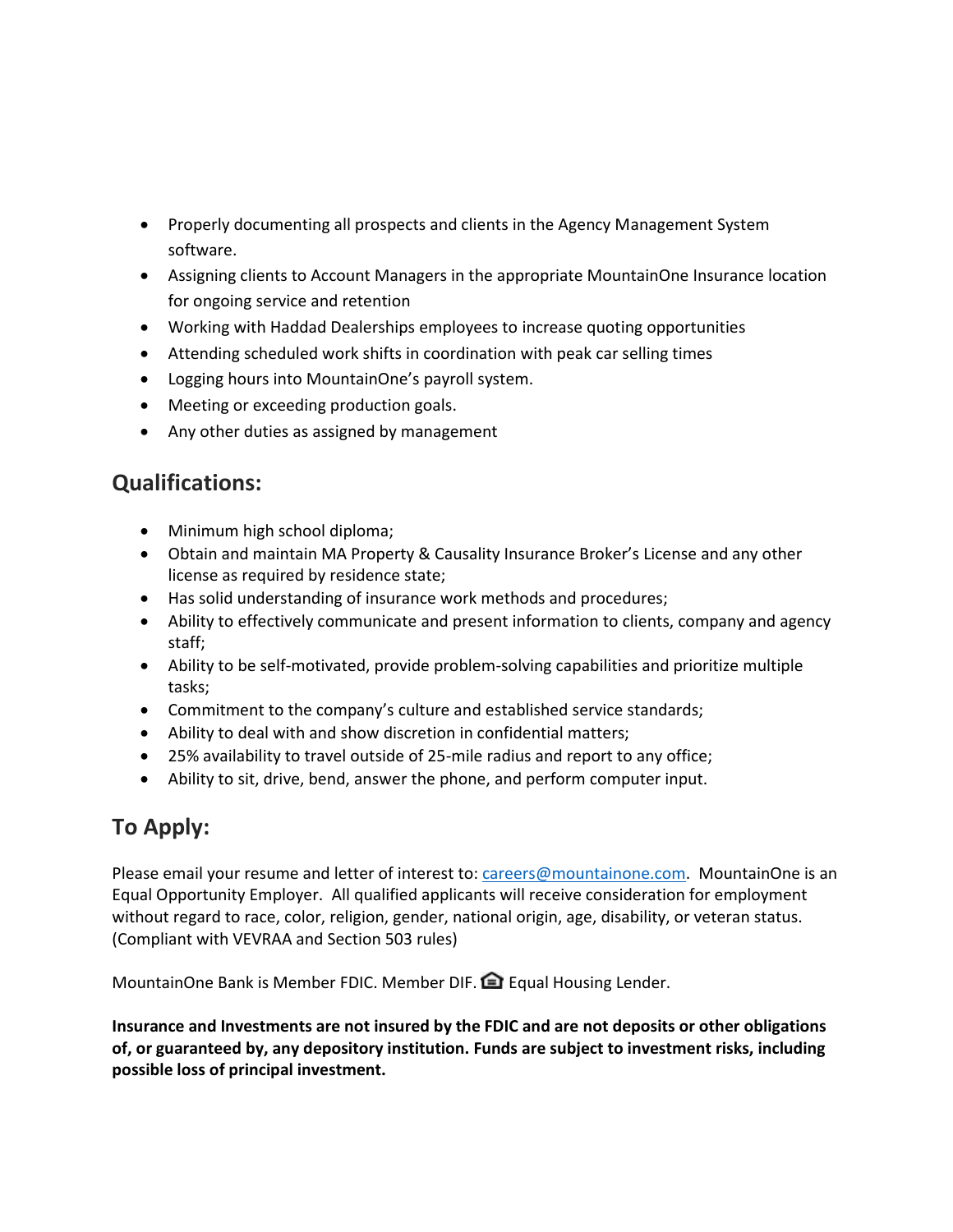- Properly documenting all prospects and clients in the Agency Management System software.
- Assigning clients to Account Managers in the appropriate MountainOne Insurance location for ongoing service and retention
- Working with Haddad Dealerships employees to increase quoting opportunities
- Attending scheduled work shifts in coordination with peak car selling times
- Logging hours into MountainOne's payroll system.
- Meeting or exceeding production goals.
- Any other duties as assigned by management

## Qualifications:

- Minimum high school diploma;
- Obtain and maintain MA Property & Causality Insurance Broker's License and any other license as required by residence state;
- Has solid understanding of insurance work methods and procedures;
- Ability to effectively communicate and present information to clients, company and agency staff;
- Ability to be self-motivated, provide problem-solving capabilities and prioritize multiple tasks;
- Commitment to the company's culture and established service standards;
- Ability to deal with and show discretion in confidential matters;
- 25% availability to travel outside of 25-mile radius and report to any office;
- Ability to sit, drive, bend, answer the phone, and perform computer input.

## To Apply:

Please email your resume and letter of interest to: careers@mountainone.com. MountainOne is an Equal Opportunity Employer. All qualified applicants will receive consideration for employment without regard to race, color, religion, gender, national origin, age, disability, or veteran status. (Compliant with VEVRAA and Section 503 rules)

MountainOne Bank is Member FDIC. Member DIF. Equal Housing Lender.

**Insurance and Investments are not insured by the FDIC and are not deposits or other obligations of, or guaranteed by, any depository institution. Funds are subject to investment risks, including possible loss of principal investment.**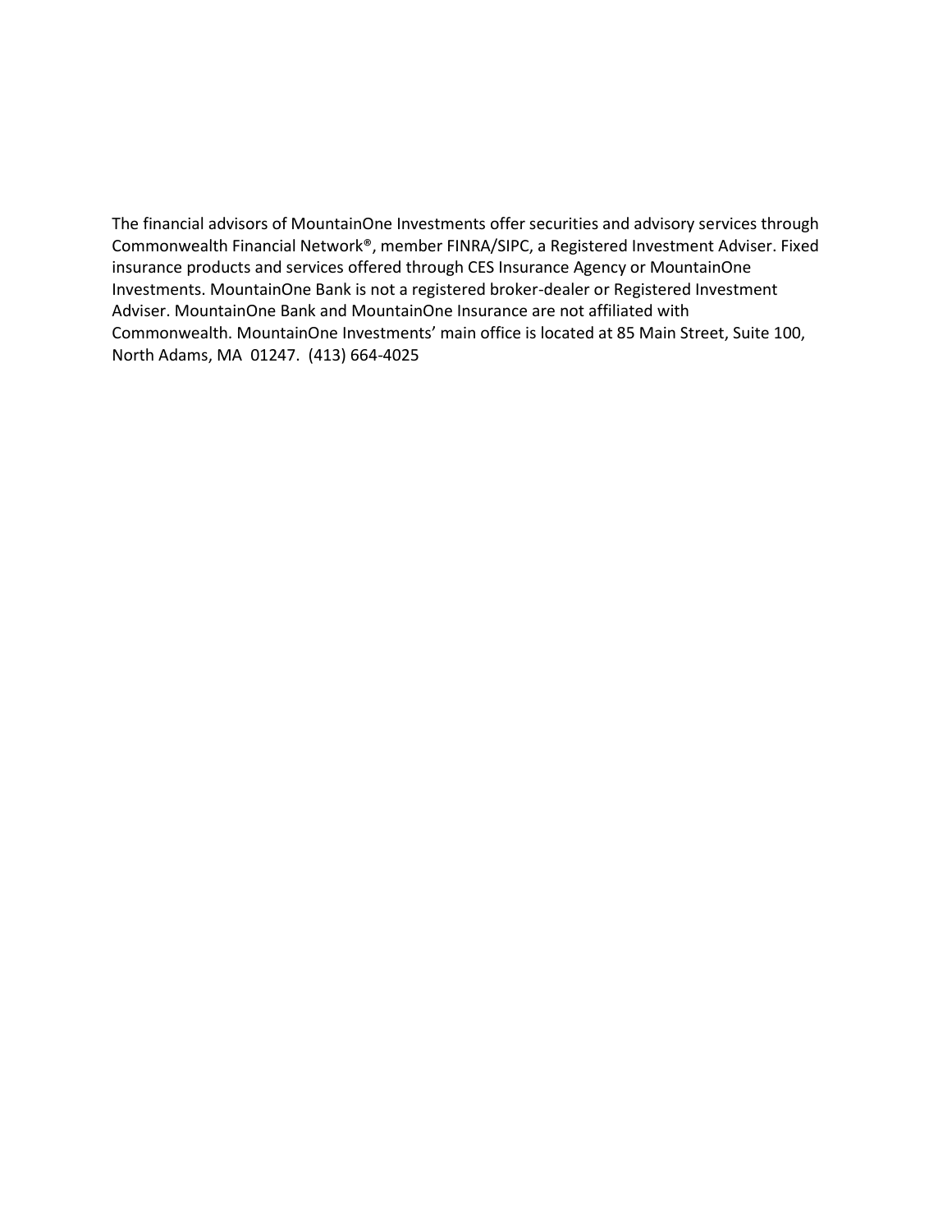The financial advisors of MountainOne Investments offer securities and advisory services through Commonwealth Financial Network®, member FINRA/SIPC, a Registered Investment Adviser. Fixed insurance products and services offered through CES Insurance Agency or MountainOne Investments. MountainOne Bank is not a registered broker-dealer or Registered Investment Adviser. MountainOne Bank and MountainOne Insurance are not affiliated with Commonwealth. MountainOne Investments' main office is located at 85 Main Street, Suite 100, North Adams, MA  01247.  (413) 664-4025